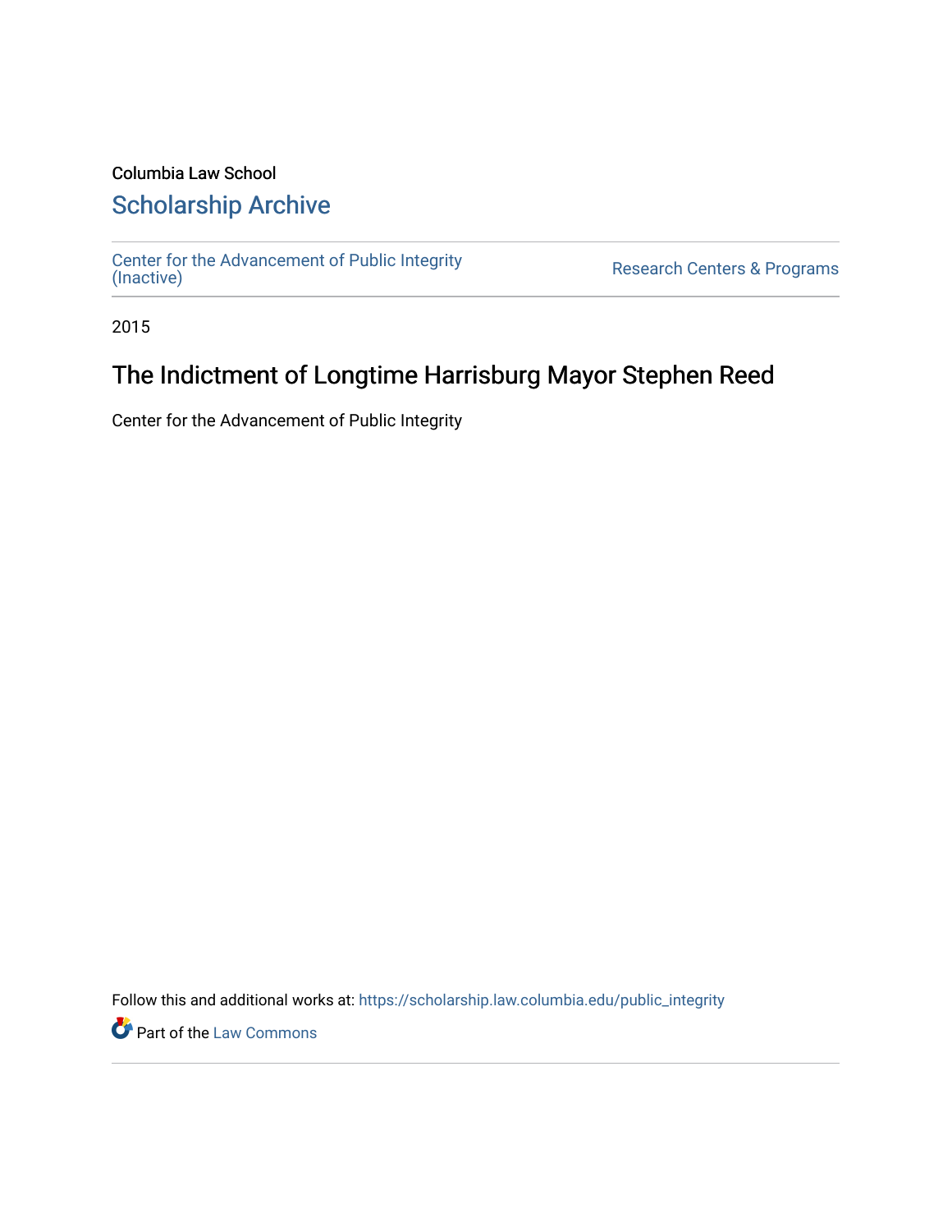Columbia Law School

## Scholarship Archive

Center for the Advancement of Public Integrity (Inactive)

Research Centers & Programs

2015

# The Indictment of Longtime Harrisburg Mayor Stephen Reed

Center for the Advancement of Public Integrity

Follow this and additional works at: https://scholarship.law.columbia.edu/public_integrity

Part of the Law Commons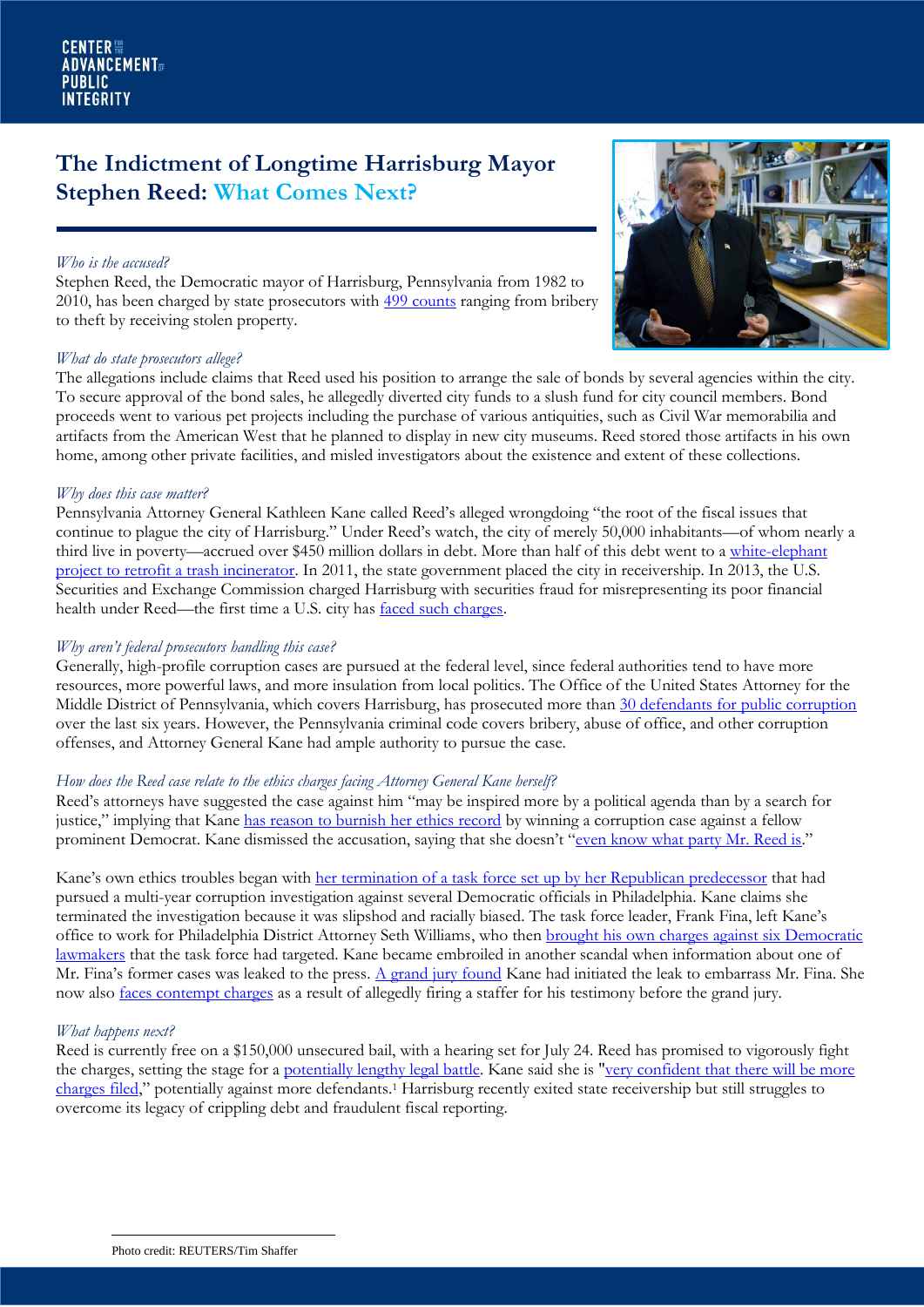CENTER FOR THE ADVANCEMENT OF PUBLIC INTEGRITY

# The Indictment of Longtime Harrisburg Mayor Stephen Reed: What Comes Next?

*Who is the accused?*

Stephen Reed, the Democratic mayor of Harrisburg, Pennsylvania from 1982 to 2010, has been charged by state prosecutors with 499 counts ranging from bribery to theft by receiving stolen property.

*What do state prosecutors allege?*

The allegations include claims that Reed used his position to arrange the sale of bonds by several agencies within the city. To secure approval of the bond sales, he allegedly diverted city funds to a slush fund for city council members. Bond proceeds went to various pet projects including the purchase of various antiquities, such as Civil War memorabilia and artifacts from the American West that he planned to display in new city museums. Reed stored those artifacts in his own home, among other private facilities, and misled investigators about the existence and extent of these collections.

*Why does this case matter?*

Pennsylvania Attorney General Kathleen Kane called Reed's alleged wrongdoing "the root of the fiscal issues that continue to plague the city of Harrisburg." Under Reed's watch, the city of merely 50,000 inhabitants—of whom nearly a third live in poverty—accrued over $450 million dollars in debt. More than half of this debt went to a white-elephant project to retrofit a trash incinerator. In 2011, the state government placed the city in receivership. In 2013, the U.S. Securities and Exchange Commission charged Harrisburg with securities fraud for misrepresenting its poor financial health under Reed—the first time a U.S. city has faced such charges.

*Why aren't federal prosecutors handling this case?*

Generally, high-profile corruption cases are pursued at the federal level, since federal authorities tend to have more resources, more powerful laws, and more insulation from local politics. The Office of the United States Attorney for the Middle District of Pennsylvania, which covers Harrisburg, has prosecuted more than 30 defendants for public corruption over the last six years. However, the Pennsylvania criminal code covers bribery, abuse of office, and other corruption offenses, and Attorney General Kane had ample authority to pursue the case.

*How does the Reed case relate to the ethics charges facing Attorney General Kane herself?*

Reed's attorneys have suggested the case against him "may be inspired more by a political agenda than by a search for justice," implying that Kane has reason to burnish her ethics record by winning a corruption case against a fellow prominent Democrat. Kane dismissed the accusation, saying that she doesn't "even know what party Mr. Reed is."

Kane's own ethics troubles began with her termination of a task force set up by her Republican predecessor that had pursued a multi-year corruption investigation against several Democratic officials in Philadelphia. Kane claims she terminated the investigation because it was slipshod and racially biased. The task force leader, Frank Fina, left Kane's office to work for Philadelphia District Attorney Seth Williams, who then brought his own charges against six Democratic lawmakers that the task force had targeted. Kane became embroiled in another scandal when information about one of Mr. Fina's former cases was leaked to the press. A grand jury found Kane had initiated the leak to embarrass Mr. Fina. She now also faces contempt charges as a result of allegedly firing a staffer for his testimony before the grand jury.

*What happens next?*

Reed is currently free on a $150,000 unsecured bail, with a hearing set for July 24. Reed has promised to vigorously fight the charges, setting the stage for a potentially lengthy legal battle. Kane said she is "very confident that there will be more charges filed," potentially against more defendants.[1] Harrisburg recently exited state receivership but still struggles to overcome its legacy of crippling debt and fraudulent fiscal reporting.

Photo credit: REUTERS/Tim Shaffer